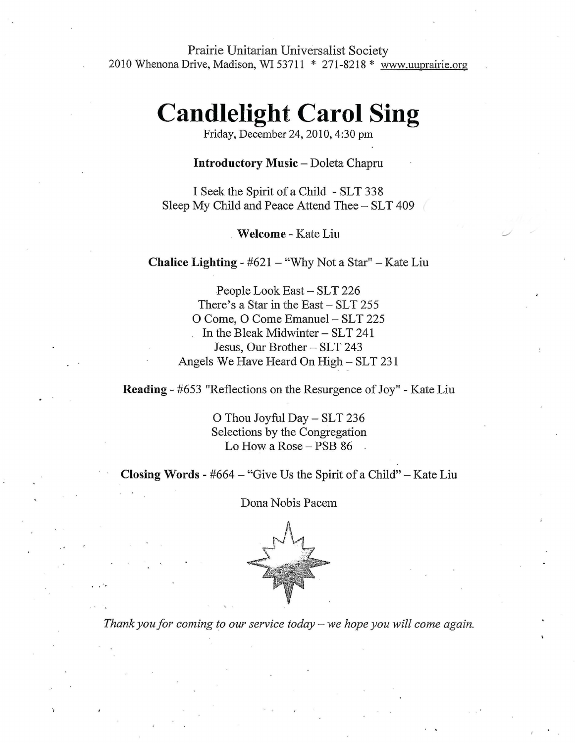Prairie Unitarian Universalist Society
2010 Whenona Drive, Madison, WI 53711 * 271-8218 * www.uuprairie.org

# Candlelight Carol Sing

Friday, December 24, 2010, 4:30 pm

**Introductory Music** – Doleta Chapru

I Seek the Spirit of a Child - SLT 338
Sleep My Child and Peace Attend Thee – SLT 409

**Welcome** - Kate Liu

**Chalice Lighting** - #621 – "Why Not a Star" – Kate Liu

People Look East – SLT 226
There's a Star in the East – SLT 255
O Come, O Come Emanuel – SLT 225
In the Bleak Midwinter – SLT 241
Jesus, Our Brother – SLT 243
Angels We Have Heard On High – SLT 231

**Reading** - #653 "Reflections on the Resurgence of Joy" - Kate Liu

O Thou Joyful Day – SLT 236
Selections by the Congregation
Lo How a Rose – PSB 86

**Closing Words** - #664 – "Give Us the Spirit of a Child" – Kate Liu

Dona Nobis Pacem

*Thank you for coming to our service today – we hope you will come again.*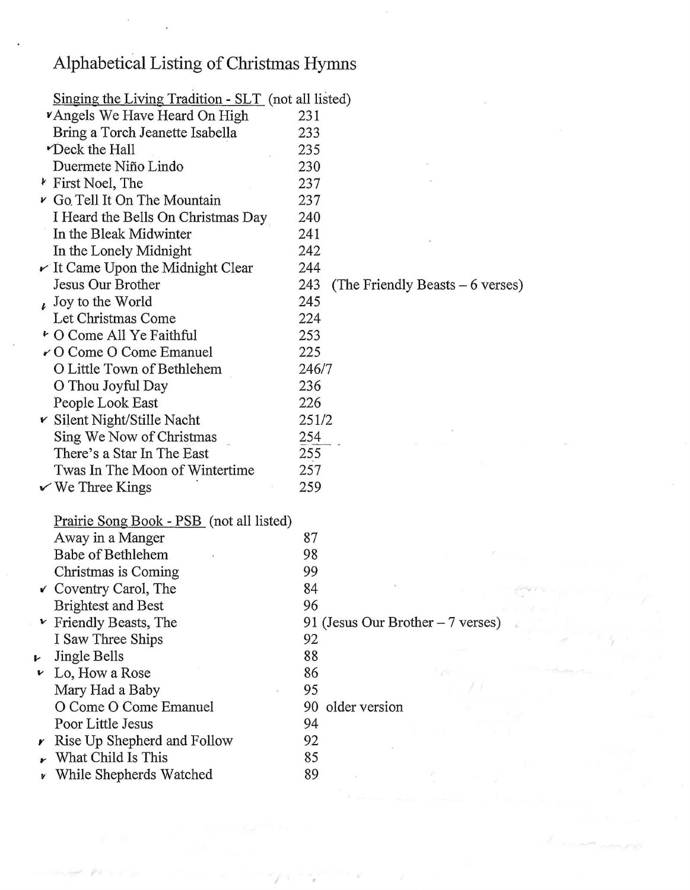# Alphabetical Listing of Christmas Hymns

Singing the Living Tradition - SLT (not all listed)

| | | |
|---|---|---|
| ✓ Angels We Have Heard On High | 231 | |
| Bring a Torch Jeanette Isabella | 233 | |
| ✓ Deck the Hall | 235 | |
| Duermete Niño Lindo | 230 | |
| ✓ First Noel, The | 237 | |
| ✓ Go Tell It On The Mountain | 237 | |
| I Heard the Bells On Christmas Day | 240 | |
| In the Bleak Midwinter | 241 | |
| In the Lonely Midnight | 242 | |
| ✓ It Came Upon the Midnight Clear | 244 | |
| Jesus Our Brother | 243 | (The Friendly Beasts – 6 verses) |
| ✓ Joy to the World | 245 | |
| Let Christmas Come | 224 | |
| ✓ O Come All Ye Faithful | 253 | |
| ✓ O Come O Come Emanuel | 225 | |
| O Little Town of Bethlehem | 246/7 | |
| O Thou Joyful Day | 236 | |
| People Look East | 226 | |
| ✓ Silent Night/Stille Nacht | 251/2 | |
| Sing We Now of Christmas | 254 | |
| There's a Star In The East | 255 | |
| Twas In The Moon of Wintertime | 257 | |
| ✓ We Three Kings | 259 | |

Prairie Song Book - PSB (not all listed)

| | | |
|---|---|---|
| Away in a Manger | 87 | |
| Babe of Bethlehem | 98 | |
| Christmas is Coming | 99 | |
| ✓ Coventry Carol, The | 84 | |
| Brightest and Best | 96 | |
| ✓ Friendly Beasts, The | 91 | (Jesus Our Brother – 7 verses) |
| I Saw Three Ships | 92 | |
| ✓ Jingle Bells | 88 | |
| ✓ Lo, How a Rose | 86 | |
| Mary Had a Baby | 95 | |
| O Come O Come Emanuel | 90 | older version |
| Poor Little Jesus | 94 | |
| ✓ Rise Up Shepherd and Follow | 92 | |
| ✓ What Child Is This | 85 | |
| ✓ While Shepherds Watched | 89 | |